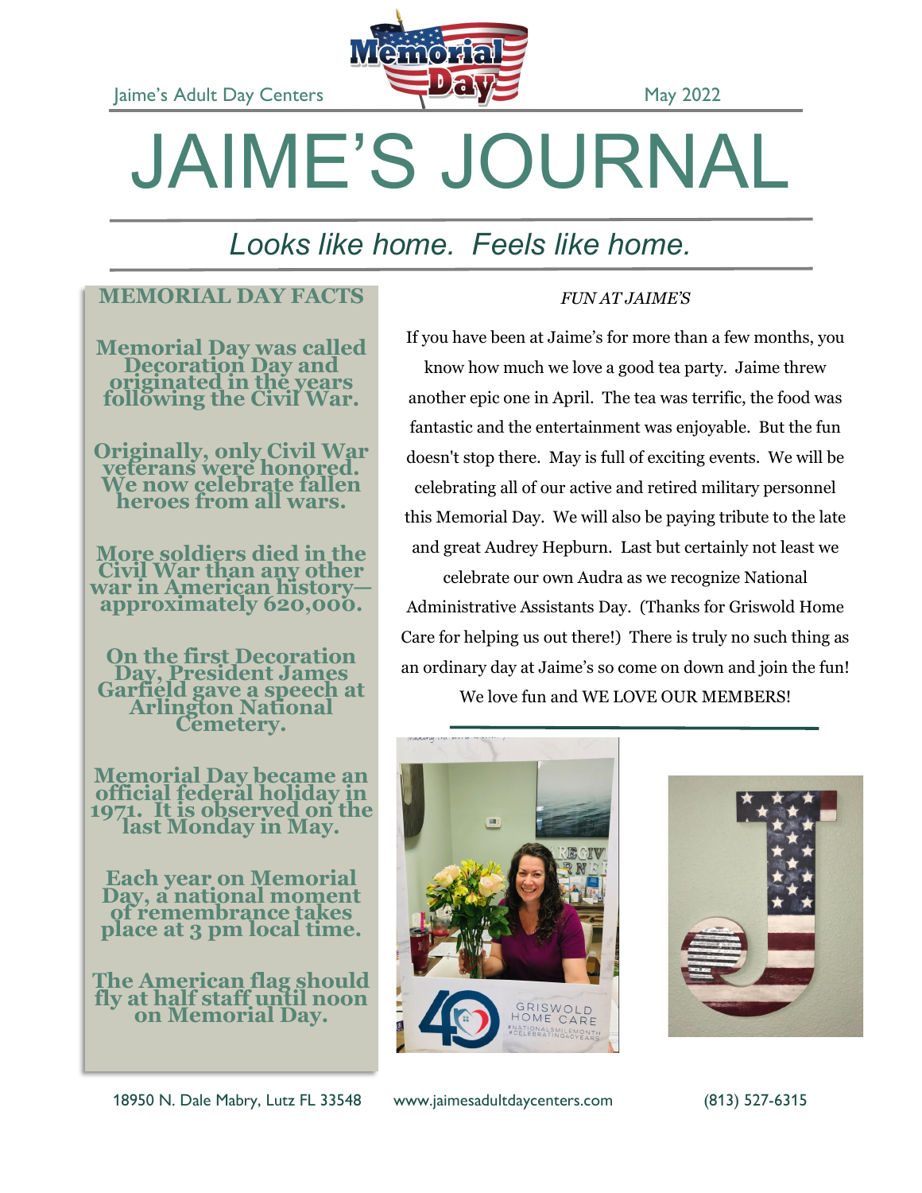Jaime's Adult Day Centers — May 2022

# JAIME'S JOURNAL

*Looks like home. Feels like home.*

## MEMORIAL DAY FACTS

**Memorial Day was called Decoration Day and originated in the years following the Civil War.**

**Originally, only Civil War veterans were honored. We now celebrate fallen heroes from all wars.**

**More soldiers died in the Civil War than any other war in American history—approximately 620,000.**

**On the first Decoration Day, President James Garfield gave a speech at Arlington National Cemetery.**

**Memorial Day became an official federal holiday in 1971. It is observed on the last Monday in May.**

**Each year on Memorial Day, a national moment of remembrance takes place at 3 pm local time.**

**The American flag should fly at half staff until noon on Memorial Day.**

## *FUN AT JAIME'S*

If you have been at Jaime's for more than a few months, you know how much we love a good tea party. Jaime threw another epic one in April. The tea was terrific, the food was fantastic and the entertainment was enjoyable. But the fun doesn't stop there. May is full of exciting events. We will be celebrating all of our active and retired military personnel this Memorial Day. We will also be paying tribute to the late and great Audrey Hepburn. Last but certainly not least we celebrate our own Audra as we recognize National Administrative Assistants Day. (Thanks for Griswold Home Care for helping us out there!) There is truly no such thing as an ordinary day at Jaime's so come on down and join the fun! We love fun and WE LOVE OUR MEMBERS!

18950 N. Dale Mabry, Lutz FL 33548 — www.jaimesadultdaycenters.com — (813) 527-6315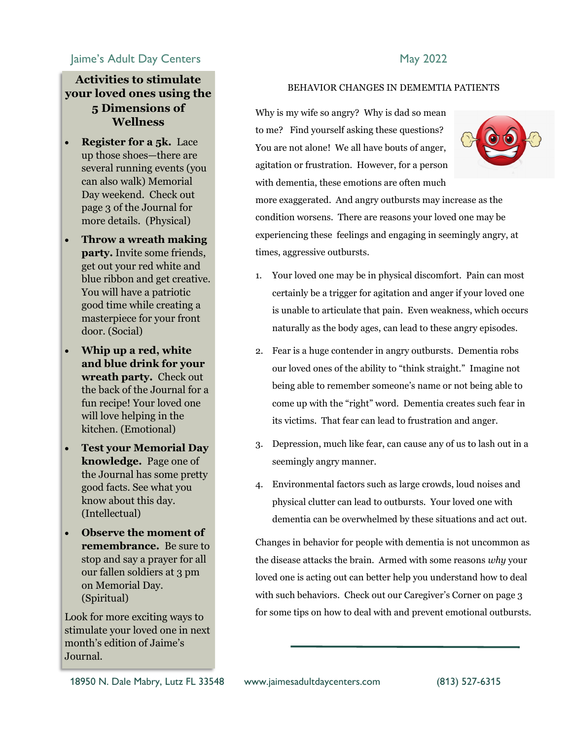Jaime's Adult Day Centers

May 2022

## Activities to stimulate your loved ones using the 5 Dimensions of Wellness

- **Register for a 5k.** Lace up those shoes—there are several running events (you can also walk) Memorial Day weekend. Check out page 3 of the Journal for more details. (Physical)
- **Throw a wreath making party.** Invite some friends, get out your red white and blue ribbon and get creative. You will have a patriotic good time while creating a masterpiece for your front door. (Social)
- **Whip up a red, white and blue drink for your wreath party.** Check out the back of the Journal for a fun recipe! Your loved one will love helping in the kitchen. (Emotional)
- **Test your Memorial Day knowledge.** Page one of the Journal has some pretty good facts. See what you know about this day. (Intellectual)
- **Observe the moment of remembrance.** Be sure to stop and say a prayer for all our fallen soldiers at 3 pm on Memorial Day. (Spiritual)

Look for more exciting ways to stimulate your loved one in next month's edition of Jaime's Journal.

## BEHAVIOR CHANGES IN DEMEMTIA PATIENTS

Why is my wife so angry? Why is dad so mean to me? Find yourself asking these questions? You are not alone! We all have bouts of anger, agitation or frustration. However, for a person with dementia, these emotions are often much more exaggerated. And angry outbursts may increase as the condition worsens. There are reasons your loved one may be experiencing these feelings and engaging in seemingly angry, at times, aggressive outbursts.

1. Your loved one may be in physical discomfort. Pain can most certainly be a trigger for agitation and anger if your loved one is unable to articulate that pain. Even weakness, which occurs naturally as the body ages, can lead to these angry episodes.
2. Fear is a huge contender in angry outbursts. Dementia robs our loved ones of the ability to "think straight." Imagine not being able to remember someone's name or not being able to come up with the "right" word. Dementia creates such fear in its victims. That fear can lead to frustration and anger.
3. Depression, much like fear, can cause any of us to lash out in a seemingly angry manner.
4. Environmental factors such as large crowds, loud noises and physical clutter can lead to outbursts. Your loved one with dementia can be overwhelmed by these situations and act out.

Changes in behavior for people with dementia is not uncommon as the disease attacks the brain. Armed with some reasons *why* your loved one is acting out can better help you understand how to deal with such behaviors. Check out our Caregiver's Corner on page 3 for some tips on how to deal with and prevent emotional outbursts.

18950 N. Dale Mabry, Lutz FL 33548 www.jaimesadultdaycenters.com (813) 527-6315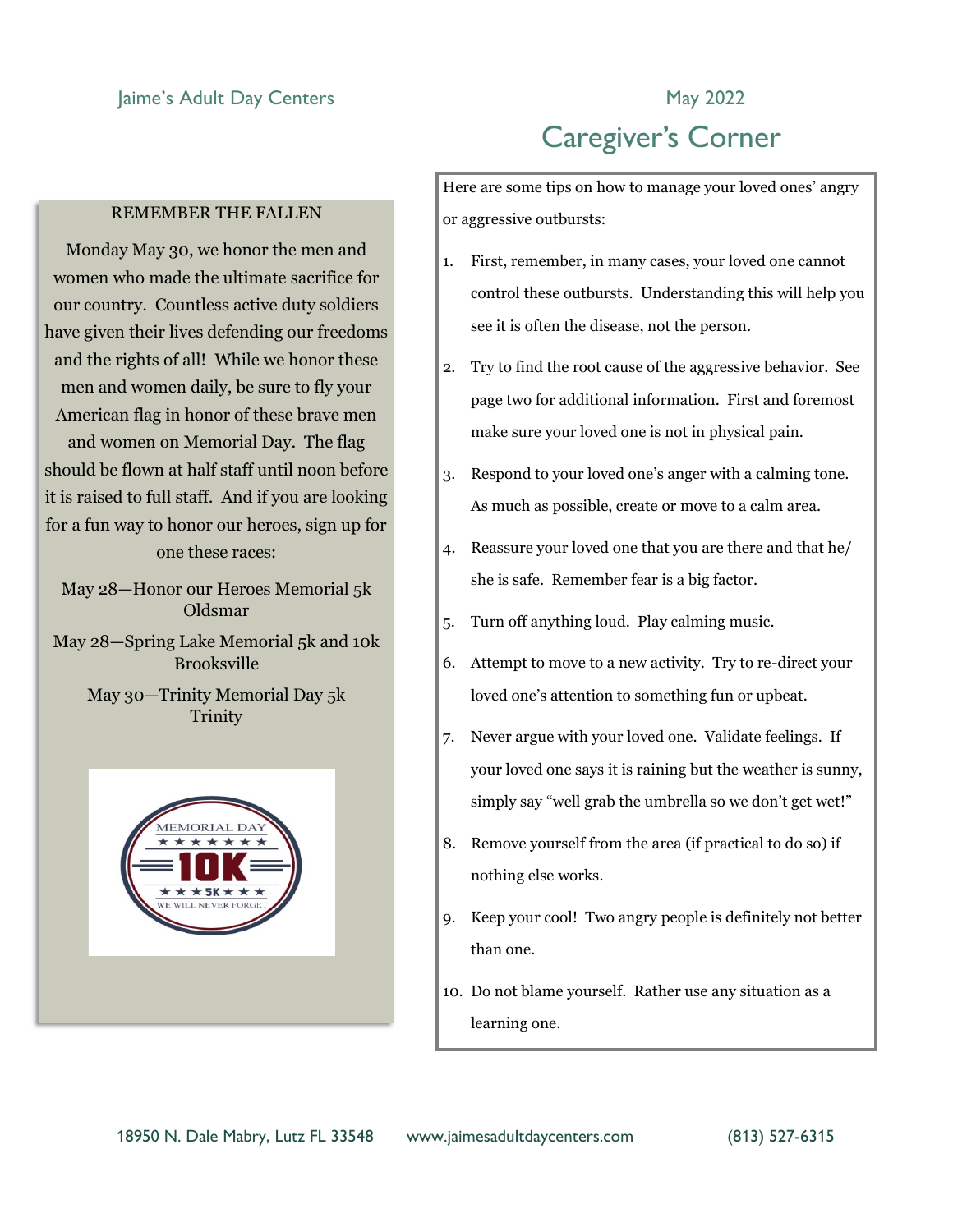Jaime's Adult Day Centers

May 2022

# Caregiver's Corner

## REMEMBER THE FALLEN

Monday May 30, we honor the men and women who made the ultimate sacrifice for our country. Countless active duty soldiers have given their lives defending our freedoms and the rights of all! While we honor these men and women daily, be sure to fly your American flag in honor of these brave men and women on Memorial Day. The flag should be flown at half staff until noon before it is raised to full staff. And if you are looking for a fun way to honor our heroes, sign up for one these races:

May 28—Honor our Heroes Memorial 5k
Oldsmar

May 28—Spring Lake Memorial 5k and 10k
Brooksville

May 30—Trinity Memorial Day 5k
Trinity

Here are some tips on how to manage your loved ones' angry or aggressive outbursts:

1. First, remember, in many cases, your loved one cannot control these outbursts. Understanding this will help you see it is often the disease, not the person.
2. Try to find the root cause of the aggressive behavior. See page two for additional information. First and foremost make sure your loved one is not in physical pain.
3. Respond to your loved one's anger with a calming tone. As much as possible, create or move to a calm area.
4. Reassure your loved one that you are there and that he/she is safe. Remember fear is a big factor.
5. Turn off anything loud. Play calming music.
6. Attempt to move to a new activity. Try to re-direct your loved one's attention to something fun or upbeat.
7. Never argue with your loved one. Validate feelings. If your loved one says it is raining but the weather is sunny, simply say "well grab the umbrella so we don't get wet!"
8. Remove yourself from the area (if practical to do so) if nothing else works.
9. Keep your cool! Two angry people is definitely not better than one.
10. Do not blame yourself. Rather use any situation as a learning one.

18950 N. Dale Mabry, Lutz FL 33548 www.jaimesadultdaycenters.com (813) 527-6315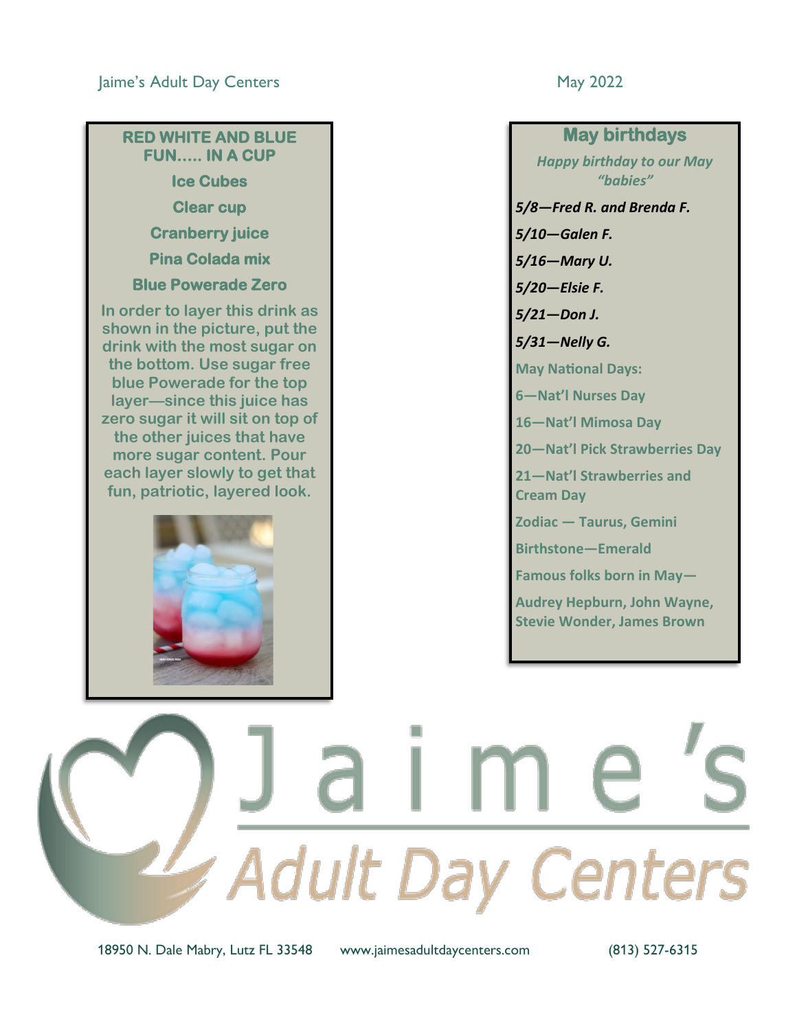## RED WHITE AND BLUE FUN..... IN A CUP

**Ice Cubes**

**Clear cup**

**Cranberry juice**

**Pina Colada mix**

**Blue Powerade Zero**

**In order to layer this drink as shown in the picture, put the drink with the most sugar on the bottom. Use sugar free blue Powerade for the top layer—since this juice has zero sugar it will sit on top of the other juices that have more sugar content. Pour each layer slowly to get that fun, patriotic, layered look.**

## May birthdays

*Happy birthday to our May "babies"*

***5/8—Fred R. and Brenda F.***

***5/10—Galen F.***

***5/16—Mary U.***

***5/20—Elsie F.***

***5/21—Don J.***

***5/31—Nelly G.***

**May National Days:**

**6—Nat'l Nurses Day**

**16—Nat'l Mimosa Day**

**20—Nat'l Pick Strawberries Day**

**21—Nat'l Strawberries and Cream Day**

**Zodiac — Taurus, Gemini**

**Birthstone—Emerald**

**Famous folks born in May—**

**Audrey Hepburn, John Wayne, Stevie Wonder, James Brown**

Jaime's Adult Day Centers

18950 N. Dale Mabry, Lutz FL 33548 www.jaimesadultdaycenters.com (813) 527-6315